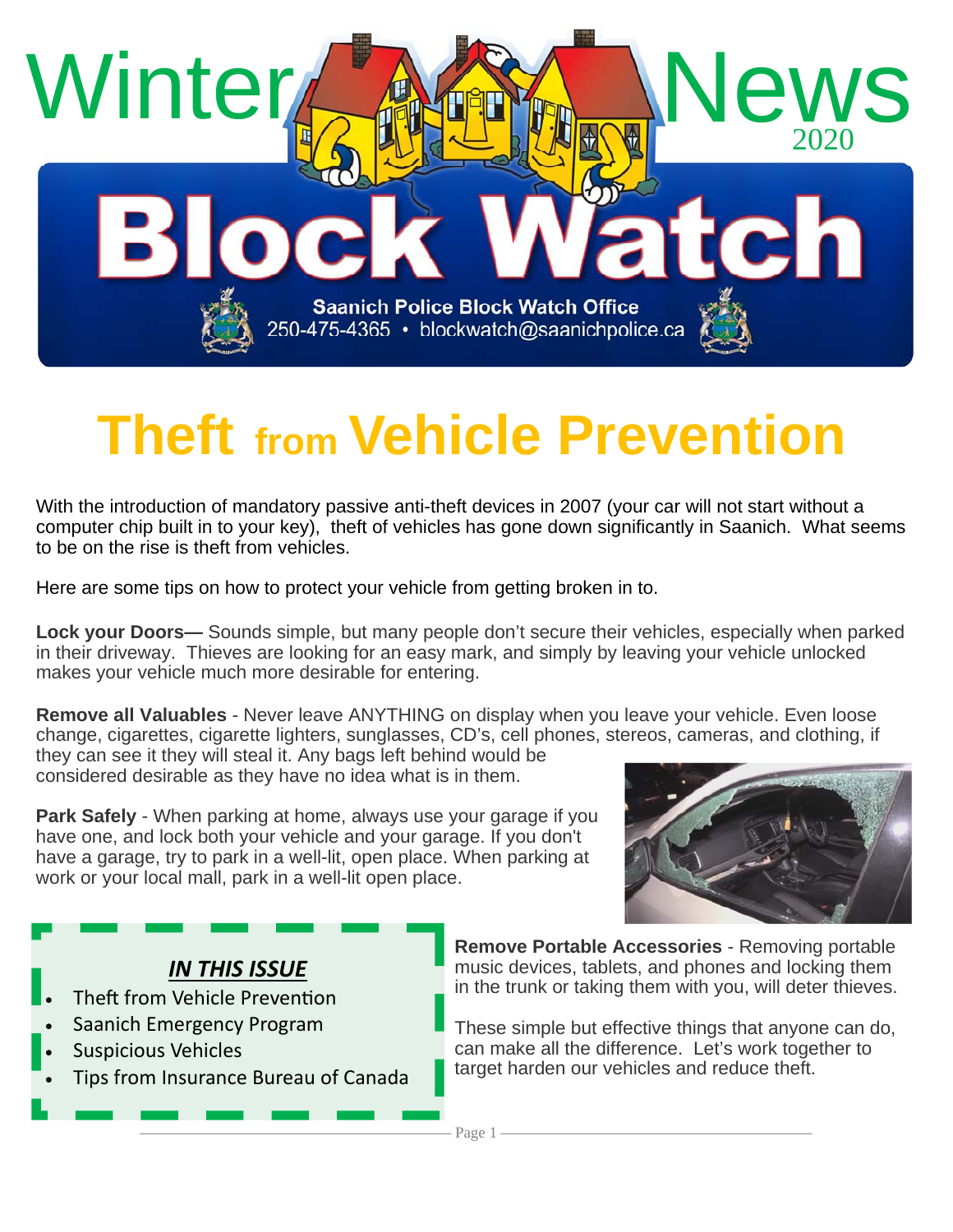# Winter News 2020

# Block Watch

**Saanich Police Block Watch Office**
250-475-4365 • blockwatch@saanichpolice.ca

# Theft from Vehicle Prevention

With the introduction of mandatory passive anti-theft devices in 2007 (your car will not start without a computer chip built in to your key), theft of vehicles has gone down significantly in Saanich. What seems to be on the rise is theft from vehicles.

Here are some tips on how to protect your vehicle from getting broken in to.

**Lock your Doors—** Sounds simple, but many people don't secure their vehicles, especially when parked in their driveway. Thieves are looking for an easy mark, and simply by leaving your vehicle unlocked makes your vehicle much more desirable for entering.

**Remove all Valuables** - Never leave ANYTHING on display when you leave your vehicle. Even loose change, cigarettes, cigarette lighters, sunglasses, CD's, cell phones, stereos, cameras, and clothing, if they can see it they will steal it. Any bags left behind would be considered desirable as they have no idea what is in them.

**Park Safely** - When parking at home, always use your garage if you have one, and lock both your vehicle and your garage. If you don't have a garage, try to park in a well-lit, open place. When parking at work or your local mall, park in a well-lit open place.

**Remove Portable Accessories** - Removing portable music devices, tablets, and phones and locking them in the trunk or taking them with you, will deter thieves.

These simple but effective things that anyone can do, can make all the difference. Let's work together to target harden our vehicles and reduce theft.

***IN THIS ISSUE***

- Theft from Vehicle Prevention
- Saanich Emergency Program
- Suspicious Vehicles
- Tips from Insurance Bureau of Canada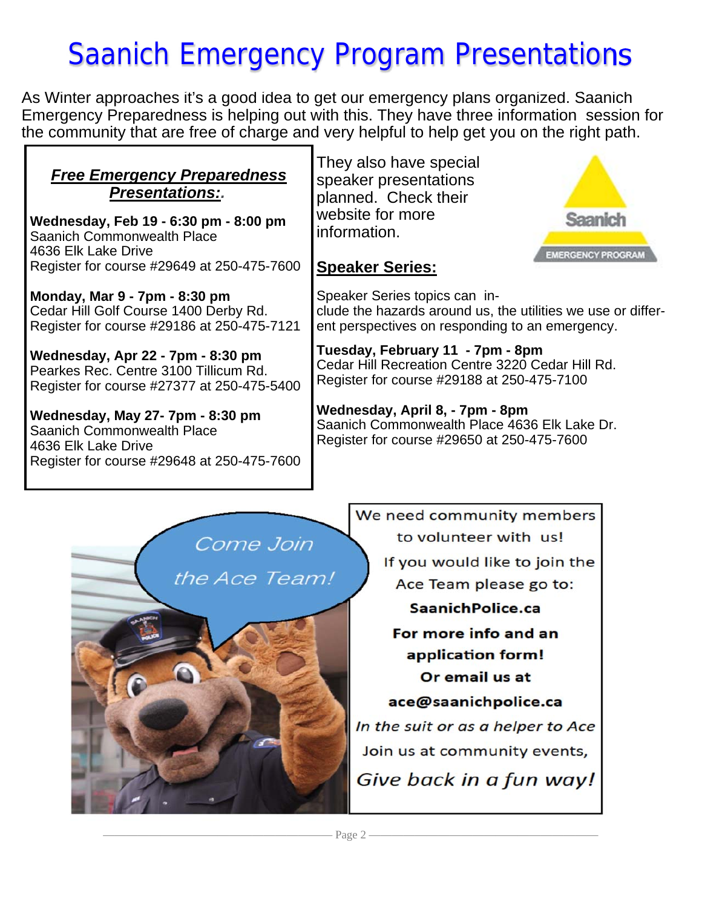# Saanich Emergency Program Presentations

As Winter approaches it's a good idea to get our emergency plans organized. Saanich Emergency Preparedness is helping out with this. They have three information session for the community that are free of charge and very helpful to help get you on the right path.

***Free Emergency Preparedness Presentations:.***

**Wednesday, Feb 19 - 6:30 pm - 8:00 pm**
Saanich Commonwealth Place
4636 Elk Lake Drive
Register for course #29649 at 250-475-7600

**Monday, Mar 9 - 7pm - 8:30 pm**
Cedar Hill Golf Course 1400 Derby Rd.
Register for course #29186 at 250-475-7121

**Wednesday, Apr 22 - 7pm - 8:30 pm**
Pearkes Rec. Centre 3100 Tillicum Rd.
Register for course #27377 at 250-475-5400

**Wednesday, May 27- 7pm - 8:30 pm**
Saanich Commonwealth Place
4636 Elk Lake Drive
Register for course #29648 at 250-475-7600

They also have special speaker presentations planned. Check their website for more information.

Saanich EMERGENCY PROGRAM

## Speaker Series:

Speaker Series topics can include the hazards around us, the utilities we use or different perspectives on responding to an emergency.

**Tuesday, February 11 - 7pm - 8pm**
Cedar Hill Recreation Centre 3220 Cedar Hill Rd.
Register for course #29188 at 250-475-7100

**Wednesday, April 8, - 7pm - 8pm**
Saanich Commonwealth Place 4636 Elk Lake Dr.
Register for course #29650 at 250-475-7600

*Come Join the Ace Team!*

We need community members to volunteer with us!

If you would like to join the Ace Team please go to:

**SaanichPolice.ca**

**For more info and an application form!**

**Or email us at**

**ace@saanichpolice.ca**

*In the suit or as a helper to Ace*

Join us at community events,

*Give back in a fun way!*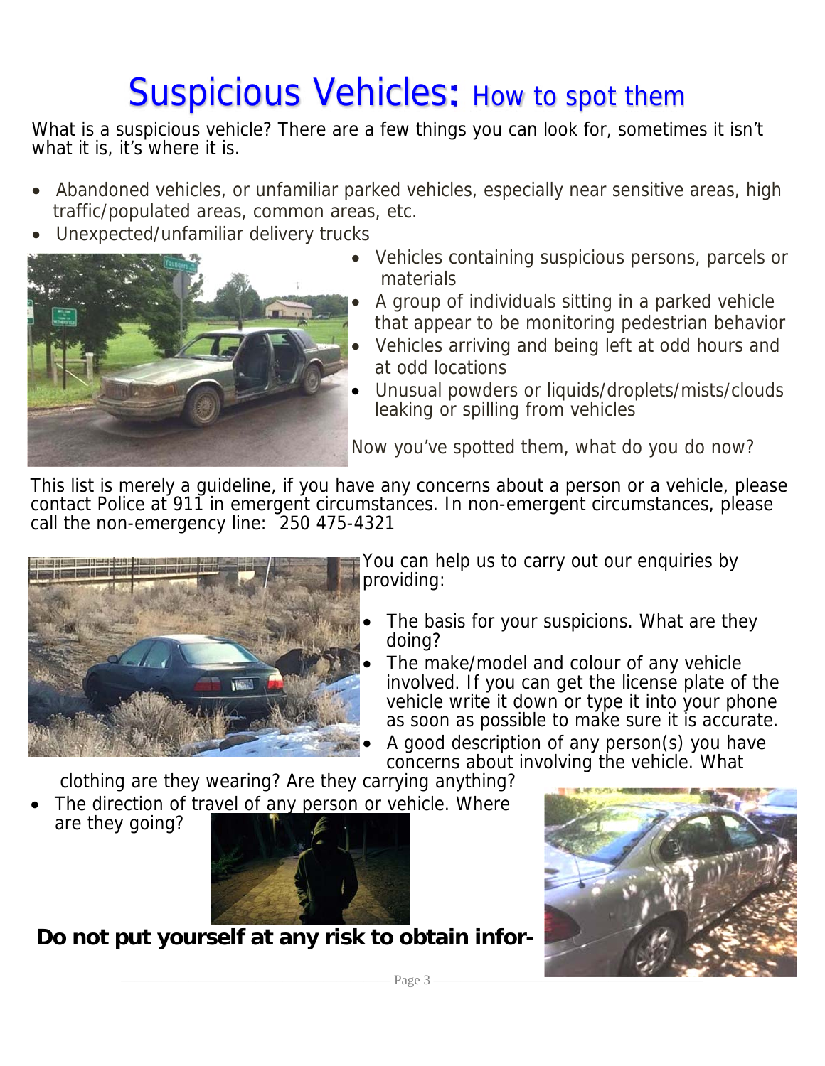# Suspicious Vehicles: How to spot them

What is a suspicious vehicle? There are a few things you can look for, sometimes it isn't what it is, it's where it is.

- Abandoned vehicles, or unfamiliar parked vehicles, especially near sensitive areas, high traffic/populated areas, common areas, etc.
- Unexpected/unfamiliar delivery trucks
- Vehicles containing suspicious persons, parcels or materials
- A group of individuals sitting in a parked vehicle that appear to be monitoring pedestrian behavior
- Vehicles arriving and being left at odd hours and at odd locations
- Unusual powders or liquids/droplets/mists/clouds leaking or spilling from vehicles

Now you've spotted them, what do you do now?

This list is merely a guideline, if you have any concerns about a person or a vehicle, please contact Police at 911 in emergent circumstances. In non-emergent circumstances, please call the non-emergency line: 250 475-4321

You can help us to carry out our enquiries by providing:

- The basis for your suspicions. What are they doing?
- The make/model and colour of any vehicle involved. If you can get the license plate of the vehicle write it down or type it into your phone as soon as possible to make sure it is accurate.
- A good description of any person(s) you have concerns about involving the vehicle. What clothing are they wearing? Are they carrying anything?
- The direction of travel of any person or vehicle. Where are they going?

**Do not put yourself at any risk to obtain infor-**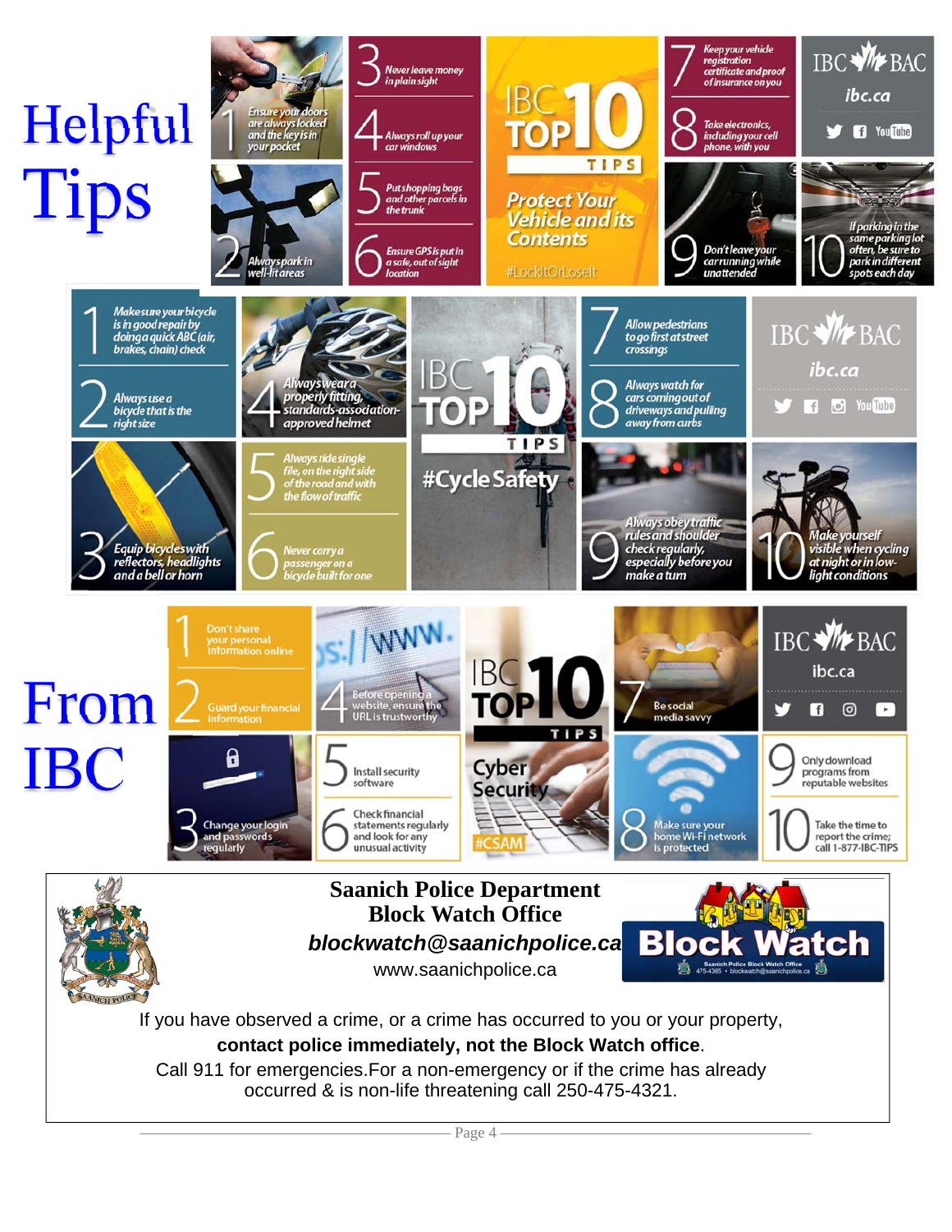# Helpful Tips From IBC

## IBC TOP 10 TIPS — Protect Your Vehicle and its Contents

1. Ensure your doors are always locked and the key is in your pocket
2. Always park in well-lit areas
3. Never leave money in plain sight
4. Always roll up your car windows
5. Put shopping bags and other parcels in the trunk
6. Ensure GPS is put in a safe, out of sight location
7. Keep your vehicle registration certificate and proof of insurance on you
8. Take electronics, including your cell phone, with you
9. Don't leave your car running while unattended
10. If parking in the same parking lot often, be sure to park in different spots each day

#LockItOrLoseIt

IBC BAC — ibc.ca

## IBC TOP 10 TIPS — #CycleSafety

1. Make sure your bicycle is in good repair by doing a quick ABC (air, brakes, chain) check
2. Always use a bicycle that is the right size
3. Equip bicycles with reflectors, headlights and a bell or horn
4. Always wear a properly fitting, standards-association-approved helmet
5. Always ride single file, on the right side of the road and with the flow of traffic
6. Never carry a passenger on a bicycle built for one
7. Allow pedestrians to go first at street crossings
8. Always watch for cars coming out of driveways and pulling away from curbs
9. Always obey traffic rules and shoulder check regularly, especially before you make a turn
10. Make yourself visible when cycling at night or in low-light conditions

IBC BAC — ibc.ca

## IBC TOP 10 TIPS — Cyber Security

1. Don't share your personal information online
2. Guard your financial information
3. Change your login and passwords regularly
4. Before opening a website, ensure the URL is trustworthy
5. Install security software
6. Check financial statements regularly and look for any unusual activity
7. Be social media savvy
8. Make sure your home Wi-Fi network is protected
9. Only download programs from reputable websites
10. Take the time to report the crime; call 1-877-IBC-TIPS

#CSAM

IBC BAC — ibc.ca

---

**Saanich Police Department**
**Block Watch Office**
***blockwatch@saanichpolice.ca***
www.saanichpolice.ca

Block Watch — Saanich Police Block Watch Office • 475-4365 • blockwatch@saanichpolice.ca

If you have observed a crime, or a crime has occurred to you or your property, **contact police immediately, not the Block Watch office**.
Call 911 for emergencies.For a non-emergency or if the crime has already occurred & is non-life threatening call 250-475-4321.